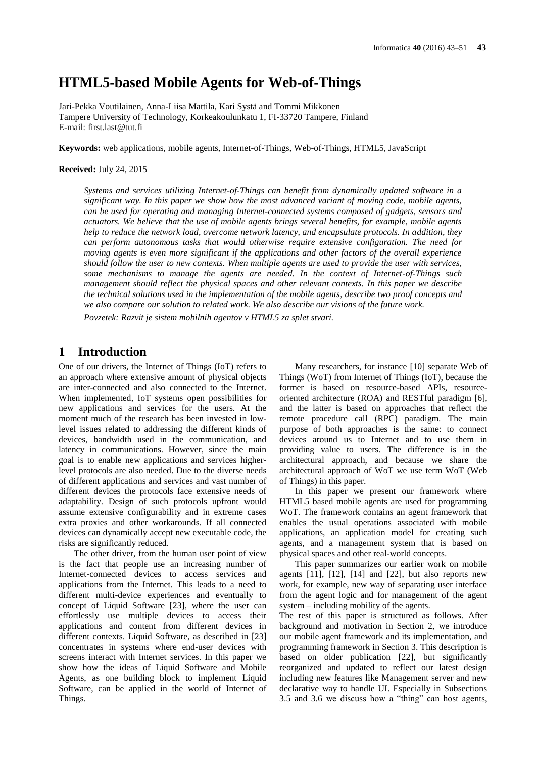# HTML5-based Mobile Agents for Web-of-Things

Jari-Pekka Voutilainen, Anna-Liisa Mattila, Kari Systä and Tommi Mikkonen
Tampere University of Technology, Korkeakoulunkatu 1, FI-33720 Tampere, Finland
E-mail: first.last@tut.fi

**Keywords:** web applications, mobile agents, Internet-of-Things, Web-of-Things, HTML5, JavaScript

**Received:** July 24, 2015

*Systems and services utilizing Internet-of-Things can benefit from dynamically updated software in a significant way. In this paper we show how the most advanced variant of moving code, mobile agents, can be used for operating and managing Internet-connected systems composed of gadgets, sensors and actuators. We believe that the use of mobile agents brings several benefits, for example, mobile agents help to reduce the network load, overcome network latency, and encapsulate protocols. In addition, they can perform autonomous tasks that would otherwise require extensive configuration. The need for moving agents is even more significant if the applications and other factors of the overall experience should follow the user to new contexts. When multiple agents are used to provide the user with services, some mechanisms to manage the agents are needed. In the context of Internet-of-Things such management should reflect the physical spaces and other relevant contexts. In this paper we describe the technical solutions used in the implementation of the mobile agents, describe two proof concepts and we also compare our solution to related work. We also describe our visions of the future work.*

*Povzetek: Razvit je sistem mobilnih agentov v HTML5 za splet stvari.*

## 1 Introduction

One of our drivers, the Internet of Things (IoT) refers to an approach where extensive amount of physical objects are inter-connected and also connected to the Internet. When implemented, IoT systems open possibilities for new applications and services for the users. At the moment much of the research has been invested in low-level issues related to addressing the different kinds of devices, bandwidth used in the communication, and latency in communications. However, since the main goal is to enable new applications and services higher-level protocols are also needed. Due to the diverse needs of different applications and services and vast number of different devices the protocols face extensive needs of adaptability. Design of such protocols upfront would assume extensive configurability and in extreme cases extra proxies and other workarounds. If all connected devices can dynamically accept new executable code, the risks are significantly reduced.

The other driver, from the human user point of view is the fact that people use an increasing number of Internet-connected devices to access services and applications from the Internet. This leads to a need to different multi-device experiences and eventually to concept of Liquid Software [23], where the user can effortlessly use multiple devices to access their applications and content from different devices in different contexts. Liquid Software, as described in [23] concentrates in systems where end-user devices with screens interact with Internet services. In this paper we show how the ideas of Liquid Software and Mobile Agents, as one building block to implement Liquid Software, can be applied in the world of Internet of Things.

Many researchers, for instance [10] separate Web of Things (WoT) from Internet of Things (IoT), because the former is based on resource-based APIs, resource-oriented architecture (ROA) and RESTful paradigm [6], and the latter is based on approaches that reflect the remote procedure call (RPC) paradigm. The main purpose of both approaches is the same: to connect devices around us to Internet and to use them in providing value to users. The difference is in the architectural approach, and because we share the architectural approach of WoT we use term WoT (Web of Things) in this paper.

In this paper we present our framework where HTML5 based mobile agents are used for programming WoT. The framework contains an agent framework that enables the usual operations associated with mobile applications, an application model for creating such agents, and a management system that is based on physical spaces and other real-world concepts.

This paper summarizes our earlier work on mobile agents [11], [12], [14] and [22], but also reports new work, for example, new way of separating user interface from the agent logic and for management of the agent system – including mobility of the agents.

The rest of this paper is structured as follows. After background and motivation in Section 2, we introduce our mobile agent framework and its implementation, and programming framework in Section 3. This description is based on older publication [22], but significantly reorganized and updated to reflect our latest design including new features like Management server and new declarative way to handle UI. Especially in Subsections 3.5 and 3.6 we discuss how a "thing" can host agents,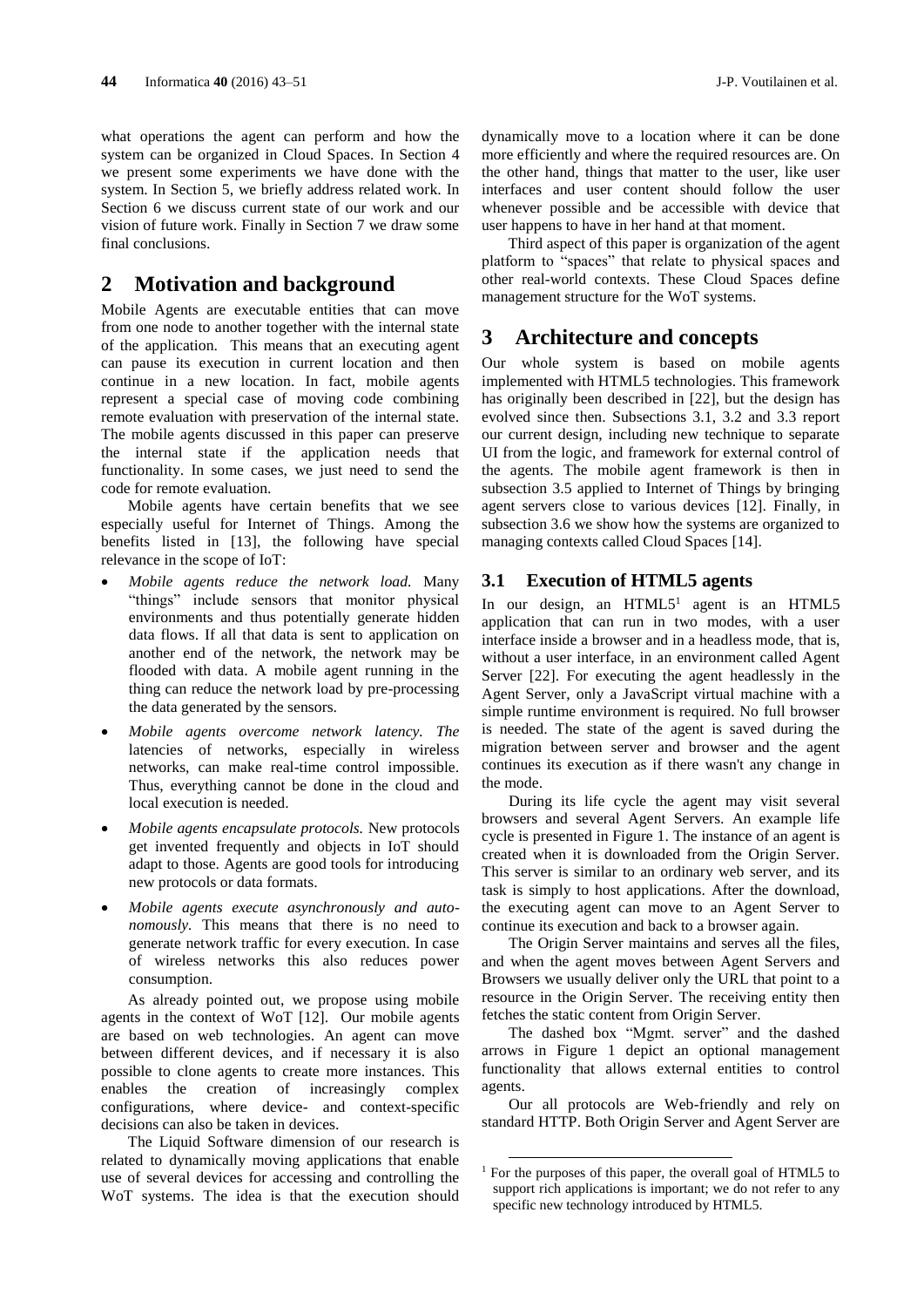what operations the agent can perform and how the system can be organized in Cloud Spaces. In Section 4 we present some experiments we have done with the system. In Section 5, we briefly address related work. In Section 6 we discuss current state of our work and our vision of future work. Finally in Section 7 we draw some final conclusions.

## 2 Motivation and background

Mobile Agents are executable entities that can move from one node to another together with the internal state of the application. This means that an executing agent can pause its execution in current location and then continue in a new location. In fact, mobile agents represent a special case of moving code combining remote evaluation with preservation of the internal state. The mobile agents discussed in this paper can preserve the internal state if the application needs that functionality. In some cases, we just need to send the code for remote evaluation.

Mobile agents have certain benefits that we see especially useful for Internet of Things. Among the benefits listed in [13], the following have special relevance in the scope of IoT:

- *Mobile agents reduce the network load.* Many "things" include sensors that monitor physical environments and thus potentially generate hidden data flows. If all that data is sent to application on another end of the network, the network may be flooded with data. A mobile agent running in the thing can reduce the network load by pre-processing the data generated by the sensors.
- *Mobile agents overcome network latency. The* latencies of networks, especially in wireless networks, can make real-time control impossible. Thus, everything cannot be done in the cloud and local execution is needed.
- *Mobile agents encapsulate protocols.* New protocols get invented frequently and objects in IoT should adapt to those. Agents are good tools for introducing new protocols or data formats.
- *Mobile agents execute asynchronously and autonomously.* This means that there is no need to generate network traffic for every execution. In case of wireless networks this also reduces power consumption.

As already pointed out, we propose using mobile agents in the context of WoT [12]. Our mobile agents are based on web technologies. An agent can move between different devices, and if necessary it is also possible to clone agents to create more instances. This enables the creation of increasingly complex configurations, where device- and context-specific decisions can also be taken in devices.

The Liquid Software dimension of our research is related to dynamically moving applications that enable use of several devices for accessing and controlling the WoT systems. The idea is that the execution should dynamically move to a location where it can be done more efficiently and where the required resources are. On the other hand, things that matter to the user, like user interfaces and user content should follow the user whenever possible and be accessible with device that user happens to have in her hand at that moment.

Third aspect of this paper is organization of the agent platform to "spaces" that relate to physical spaces and other real-world contexts. These Cloud Spaces define management structure for the WoT systems.

## 3 Architecture and concepts

Our whole system is based on mobile agents implemented with HTML5 technologies. This framework has originally been described in [22], but the design has evolved since then. Subsections 3.1, 3.2 and 3.3 report our current design, including new technique to separate UI from the logic, and framework for external control of the agents. The mobile agent framework is then in subsection 3.5 applied to Internet of Things by bringing agent servers close to various devices [12]. Finally, in subsection 3.6 we show how the systems are organized to managing contexts called Cloud Spaces [14].

### 3.1 Execution of HTML5 agents

In our design, an HTML5[1] agent is an HTML5 application that can run in two modes, with a user interface inside a browser and in a headless mode, that is, without a user interface, in an environment called Agent Server [22]. For executing the agent headlessly in the Agent Server, only a JavaScript virtual machine with a simple runtime environment is required. No full browser is needed. The state of the agent is saved during the migration between server and browser and the agent continues its execution as if there wasn't any change in the mode.

During its life cycle the agent may visit several browsers and several Agent Servers. An example life cycle is presented in Figure 1. The instance of an agent is created when it is downloaded from the Origin Server. This server is similar to an ordinary web server, and its task is simply to host applications. After the download, the executing agent can move to an Agent Server to continue its execution and back to a browser again.

The Origin Server maintains and serves all the files, and when the agent moves between Agent Servers and Browsers we usually deliver only the URL that point to a resource in the Origin Server. The receiving entity then fetches the static content from Origin Server.

The dashed box "Mgmt. server" and the dashed arrows in Figure 1 depict an optional management functionality that allows external entities to control agents.

Our all protocols are Web-friendly and rely on standard HTTP. Both Origin Server and Agent Server are

[1] For the purposes of this paper, the overall goal of HTML5 to support rich applications is important; we do not refer to any specific new technology introduced by HTML5.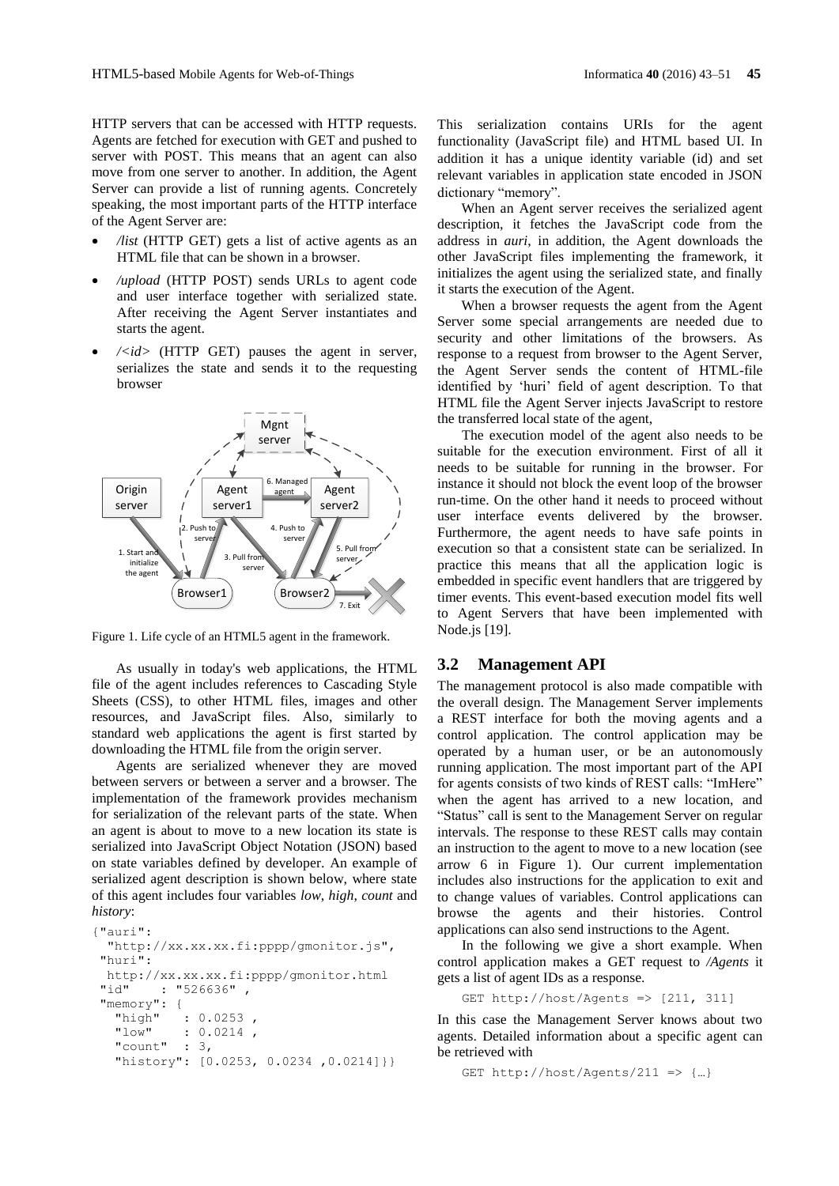HTTP servers that can be accessed with HTTP requests. Agents are fetched for execution with GET and pushed to server with POST. This means that an agent can also move from one server to another. In addition, the Agent Server can provide a list of running agents. Concretely speaking, the most important parts of the HTTP interface of the Agent Server are:

- */list* (HTTP GET) gets a list of active agents as an HTML file that can be shown in a browser.
- */upload* (HTTP POST) sends URLs to agent code and user interface together with serialized state. After receiving the Agent Server instantiates and starts the agent.
- */<id>* (HTTP GET) pauses the agent in server, serializes the state and sends it to the requesting browser

Figure 1. Life cycle of an HTML5 agent in the framework.

As usually in today's web applications, the HTML file of the agent includes references to Cascading Style Sheets (CSS), to other HTML files, images and other resources, and JavaScript files. Also, similarly to standard web applications the agent is first started by downloading the HTML file from the origin server.

Agents are serialized whenever they are moved between servers or between a server and a browser. The implementation of the framework provides mechanism for serialization of the relevant parts of the state. When an agent is about to move to a new location its state is serialized into JavaScript Object Notation (JSON) based on state variables defined by developer. An example of serialized agent description is shown below, where state of this agent includes four variables *low*, *high*, *count* and *history*:

```
{"auri":
  "http://xx.xx.xx.fi:pppp/gmonitor.js",
 "huri":
  http://xx.xx.xx.fi:pppp/gmonitor.html
 "id"    : "526636" ,
 "memory": {
   "high"   : 0.0253 ,
   "low"    : 0.0214 ,
   "count"  : 3,
   "history": [0.0253, 0.0234 ,0.0214]}}
```

This serialization contains URIs for the agent functionality (JavaScript file) and HTML based UI. In addition it has a unique identity variable (id) and set relevant variables in application state encoded in JSON dictionary "memory".

When an Agent server receives the serialized agent description, it fetches the JavaScript code from the address in *auri*, in addition, the Agent downloads the other JavaScript files implementing the framework, it initializes the agent using the serialized state, and finally it starts the execution of the Agent.

When a browser requests the agent from the Agent Server some special arrangements are needed due to security and other limitations of the browsers. As response to a request from browser to the Agent Server, the Agent Server sends the content of HTML-file identified by 'huri' field of agent description. To that HTML file the Agent Server injects JavaScript to restore the transferred local state of the agent,

The execution model of the agent also needs to be suitable for the execution environment. First of all it needs to be suitable for running in the browser. For instance it should not block the event loop of the browser run-time. On the other hand it needs to proceed without user interface events delivered by the browser. Furthermore, the agent needs to have safe points in execution so that a consistent state can be serialized. In practice this means that all the application logic is embedded in specific event handlers that are triggered by timer events. This event-based execution model fits well to Agent Servers that have been implemented with Node.js [19].

## 3.2 Management API

The management protocol is also made compatible with the overall design. The Management Server implements a REST interface for both the moving agents and a control application. The control application may be operated by a human user, or be an autonomously running application. The most important part of the API for agents consists of two kinds of REST calls: "ImHere" when the agent has arrived to a new location, and "Status" call is sent to the Management Server on regular intervals. The response to these REST calls may contain an instruction to the agent to move to a new location (see arrow 6 in Figure 1). Our current implementation includes also instructions for the application to exit and to change values of variables. Control applications can browse the agents and their histories. Control applications can also send instructions to the Agent.

In the following we give a short example. When control application makes a GET request to */Agents* it gets a list of agent IDs as a response.

```
GET http://host/Agents => [211, 311]
```

In this case the Management Server knows about two agents. Detailed information about a specific agent can be retrieved with

```
GET http://host/Agents/211 => {…}
```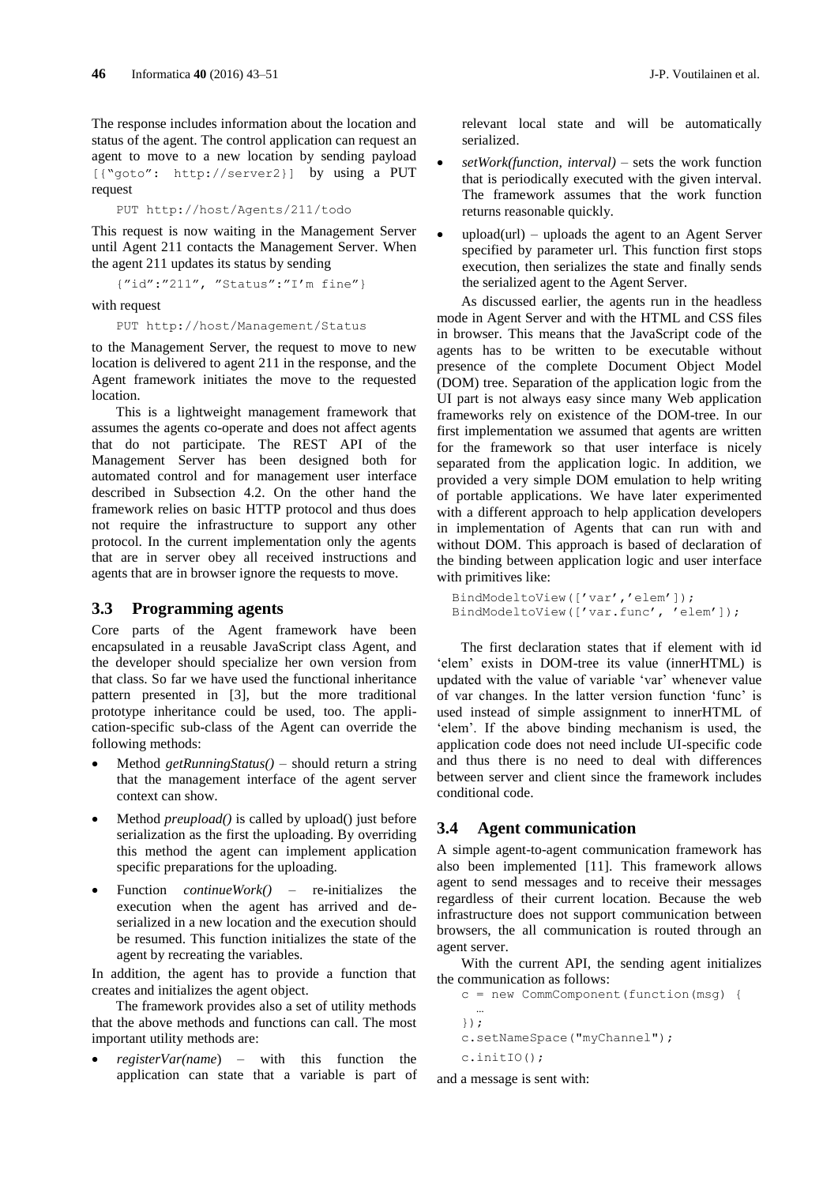The response includes information about the location and status of the agent. The control application can request an agent to move to a new location by sending payload `[{"goto": http://server2}]` by using a PUT request

```
PUT http://host/Agents/211/todo
```

This request is now waiting in the Management Server until Agent 211 contacts the Management Server. When the agent 211 updates its status by sending

```
{"id":"211", "Status":"I'm fine"}
```

with request

```
PUT http://host/Management/Status
```

to the Management Server, the request to move to new location is delivered to agent 211 in the response, and the Agent framework initiates the move to the requested location.

This is a lightweight management framework that assumes the agents co-operate and does not affect agents that do not participate. The REST API of the Management Server has been designed both for automated control and for management user interface described in Subsection 4.2. On the other hand the framework relies on basic HTTP protocol and thus does not require the infrastructure to support any other protocol. In the current implementation only the agents that are in server obey all received instructions and agents that are in browser ignore the requests to move.

## 3.3 Programming agents

Core parts of the Agent framework have been encapsulated in a reusable JavaScript class Agent, and the developer should specialize her own version from that class. So far we have used the functional inheritance pattern presented in [3], but the more traditional prototype inheritance could be used, too. The application-specific sub-class of the Agent can override the following methods:

- Method *getRunningStatus()* – should return a string that the management interface of the agent server context can show.
- Method *preupload()* is called by upload() just before serialization as the first the uploading. By overriding this method the agent can implement application specific preparations for the uploading.
- Function *continueWork()* – re-initializes the execution when the agent has arrived and de-serialized in a new location and the execution should be resumed. This function initializes the state of the agent by recreating the variables.

In addition, the agent has to provide a function that creates and initializes the agent object.

The framework provides also a set of utility methods that the above methods and functions can call. The most important utility methods are:

- *registerVar(name)* – with this function the application can state that a variable is part of relevant local state and will be automatically serialized.
- *setWork(function, interval)* – sets the work function that is periodically executed with the given interval. The framework assumes that the work function returns reasonable quickly.
- upload(url) – uploads the agent to an Agent Server specified by parameter url. This function first stops execution, then serializes the state and finally sends the serialized agent to the Agent Server.

As discussed earlier, the agents run in the headless mode in Agent Server and with the HTML and CSS files in browser. This means that the JavaScript code of the agents has to be written to be executable without presence of the complete Document Object Model (DOM) tree. Separation of the application logic from the UI part is not always easy since many Web application frameworks rely on existence of the DOM-tree. In our first implementation we assumed that agents are written for the framework so that user interface is nicely separated from the application logic. In addition, we provided a very simple DOM emulation to help writing of portable applications. We have later experimented with a different approach to help application developers in implementation of Agents that can run with and without DOM. This approach is based of declaration of the binding between application logic and user interface with primitives like:

```
BindModeltoView(['var','elem']);
BindModeltoView(['var.func', 'elem']);
```

The first declaration states that if element with id 'elem' exists in DOM-tree its value (innerHTML) is updated with the value of variable 'var' whenever value of var changes. In the latter version function 'func' is used instead of simple assignment to innerHTML of 'elem'. If the above binding mechanism is used, the application code does not need include UI-specific code and thus there is no need to deal with differences between server and client since the framework includes conditional code.

## 3.4 Agent communication

A simple agent-to-agent communication framework has also been implemented [11]. This framework allows agent to send messages and to receive their messages regardless of their current location. Because the web infrastructure does not support communication between browsers, the all communication is routed through an agent server.

With the current API, the sending agent initializes the communication as follows:

```
c = new CommComponent(function(msg) {
  …
});
c.setNameSpace("myChannel");
c.initIO();
```

and a message is sent with: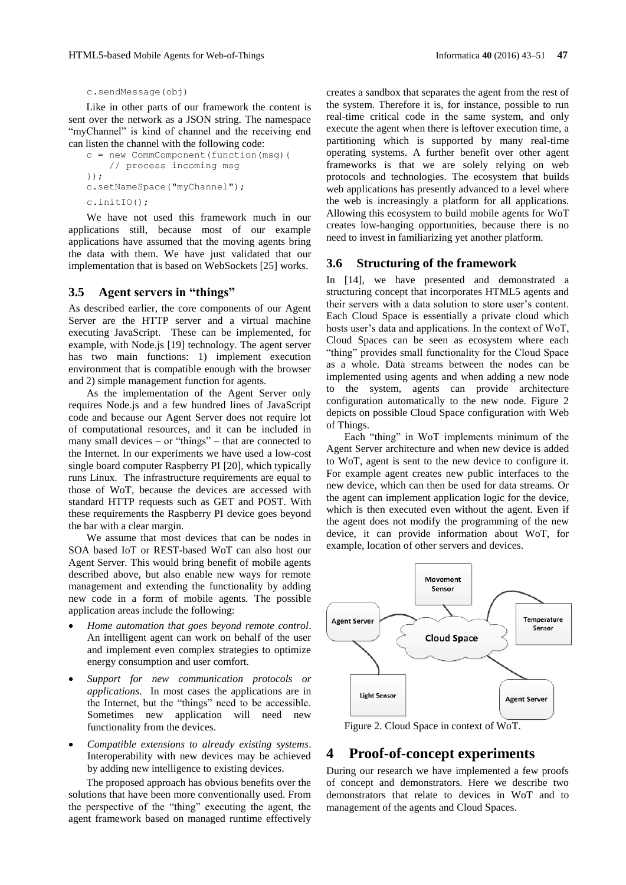```
c.sendMessage(obj)
```

Like in other parts of our framework the content is sent over the network as a JSON string. The namespace "myChannel" is kind of channel and the receiving end can listen the channel with the following code:

```
c = new CommComponent(function(msg){
    // process incoming msg
});
c.setNameSpace("myChannel");
c.initIO();
```

We have not used this framework much in our applications still, because most of our example applications have assumed that the moving agents bring the data with them. We have just validated that our implementation that is based on WebSockets [25] works.

## 3.5 Agent servers in "things"

As described earlier, the core components of our Agent Server are the HTTP server and a virtual machine executing JavaScript. These can be implemented, for example, with Node.js [19] technology. The agent server has two main functions: 1) implement execution environment that is compatible enough with the browser and 2) simple management function for agents.

As the implementation of the Agent Server only requires Node.js and a few hundred lines of JavaScript code and because our Agent Server does not require lot of computational resources, and it can be included in many small devices – or "things" – that are connected to the Internet. In our experiments we have used a low-cost single board computer Raspberry PI [20], which typically runs Linux. The infrastructure requirements are equal to those of WoT, because the devices are accessed with standard HTTP requests such as GET and POST. With these requirements the Raspberry PI device goes beyond the bar with a clear margin.

We assume that most devices that can be nodes in SOA based IoT or REST-based WoT can also host our Agent Server. This would bring benefit of mobile agents described above, but also enable new ways for remote management and extending the functionality by adding new code in a form of mobile agents. The possible application areas include the following:

- *Home automation that goes beyond remote control*. An intelligent agent can work on behalf of the user and implement even complex strategies to optimize energy consumption and user comfort.
- *Support for new communication protocols or applications*. In most cases the applications are in the Internet, but the "things" need to be accessible. Sometimes new application will need new functionality from the devices.
- *Compatible extensions to already existing systems*. Interoperability with new devices may be achieved by adding new intelligence to existing devices.

The proposed approach has obvious benefits over the solutions that have been more conventionally used. From the perspective of the "thing" executing the agent, the agent framework based on managed runtime effectively creates a sandbox that separates the agent from the rest of the system. Therefore it is, for instance, possible to run real-time critical code in the same system, and only execute the agent when there is leftover execution time, a partitioning which is supported by many real-time operating systems. A further benefit over other agent frameworks is that we are solely relying on web protocols and technologies. The ecosystem that builds web applications has presently advanced to a level where the web is increasingly a platform for all applications. Allowing this ecosystem to build mobile agents for WoT creates low-hanging opportunities, because there is no need to invest in familiarizing yet another platform.

## 3.6 Structuring of the framework

In [14], we have presented and demonstrated a structuring concept that incorporates HTML5 agents and their servers with a data solution to store user's content. Each Cloud Space is essentially a private cloud which hosts user's data and applications. In the context of WoT, Cloud Spaces can be seen as ecosystem where each "thing" provides small functionality for the Cloud Space as a whole. Data streams between the nodes can be implemented using agents and when adding a new node to the system, agents can provide architecture configuration automatically to the new node. Figure 2 depicts on possible Cloud Space configuration with Web of Things.

Each "thing" in WoT implements minimum of the Agent Server architecture and when new device is added to WoT, agent is sent to the new device to configure it. For example agent creates new public interfaces to the new device, which can then be used for data streams. Or the agent can implement application logic for the device, which is then executed even without the agent. Even if the agent does not modify the programming of the new device, it can provide information about WoT, for example, location of other servers and devices.

Figure 2. Cloud Space in context of WoT.

# 4 Proof-of-concept experiments

During our research we have implemented a few proofs of concept and demonstrators. Here we describe two demonstrators that relate to devices in WoT and to management of the agents and Cloud Spaces.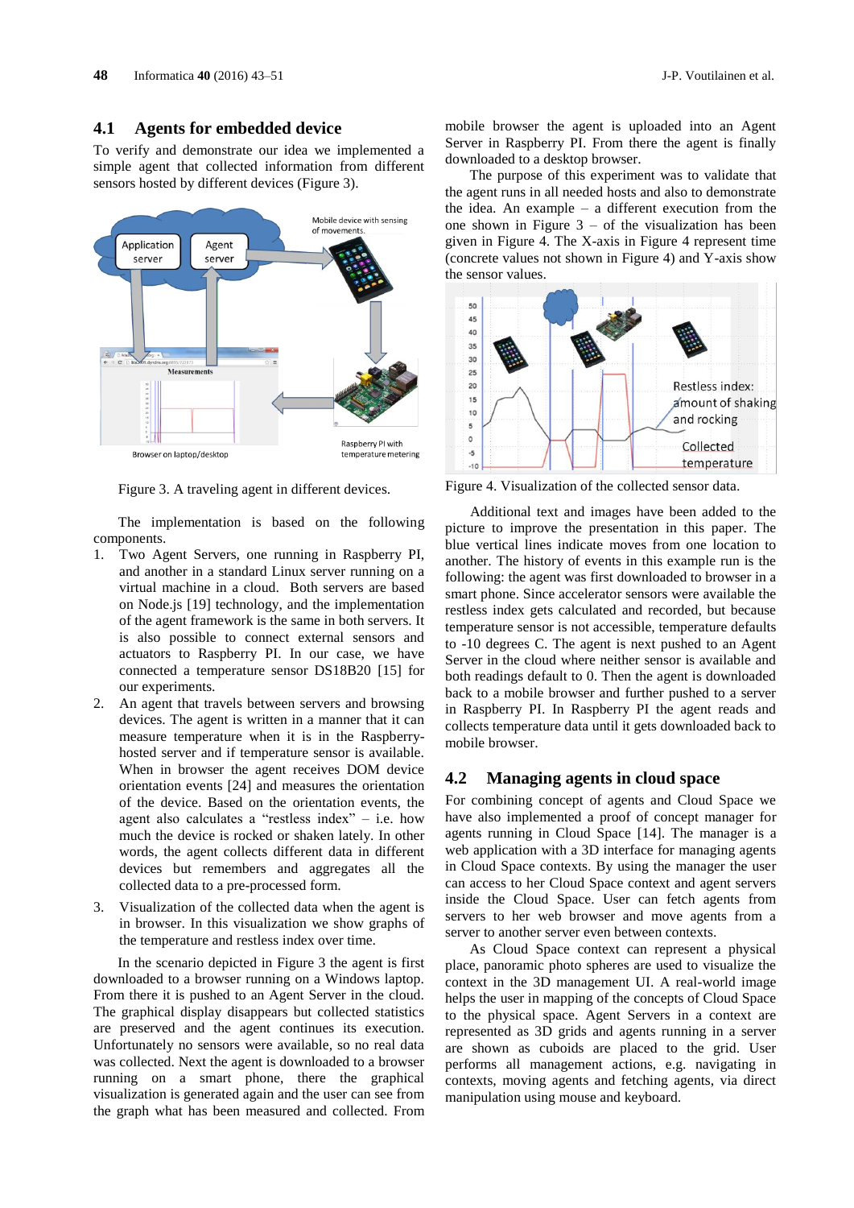## 4.1 Agents for embedded device

To verify and demonstrate our idea we implemented a simple agent that collected information from different sensors hosted by different devices (Figure 3).

Figure 3. A traveling agent in different devices.

The implementation is based on the following components.

1. Two Agent Servers, one running in Raspberry PI, and another in a standard Linux server running on a virtual machine in a cloud. Both servers are based on Node.js [19] technology, and the implementation of the agent framework is the same in both servers. It is also possible to connect external sensors and actuators to Raspberry PI. In our case, we have connected a temperature sensor DS18B20 [15] for our experiments.
2. An agent that travels between servers and browsing devices. The agent is written in a manner that it can measure temperature when it is in the Raspberry-hosted server and if temperature sensor is available. When in browser the agent receives DOM device orientation events [24] and measures the orientation of the device. Based on the orientation events, the agent also calculates a "restless index" – i.e. how much the device is rocked or shaken lately. In other words, the agent collects different data in different devices but remembers and aggregates all the collected data to a pre-processed form.
3. Visualization of the collected data when the agent is in browser. In this visualization we show graphs of the temperature and restless index over time.

In the scenario depicted in Figure 3 the agent is first downloaded to a browser running on a Windows laptop. From there it is pushed to an Agent Server in the cloud. The graphical display disappears but collected statistics are preserved and the agent continues its execution. Unfortunately no sensors were available, so no real data was collected. Next the agent is downloaded to a browser running on a smart phone, there the graphical visualization is generated again and the user can see from the graph what has been measured and collected. From mobile browser the agent is uploaded into an Agent Server in Raspberry PI. From there the agent is finally downloaded to a desktop browser.

The purpose of this experiment was to validate that the agent runs in all needed hosts and also to demonstrate the idea. An example – a different execution from the one shown in Figure 3 – of the visualization has been given in Figure 4. The X-axis in Figure 4 represent time (concrete values not shown in Figure 4) and Y-axis show the sensor values.

Figure 4. Visualization of the collected sensor data.

Additional text and images have been added to the picture to improve the presentation in this paper. The blue vertical lines indicate moves from one location to another. The history of events in this example run is the following: the agent was first downloaded to browser in a smart phone. Since accelerator sensors were available the restless index gets calculated and recorded, but because temperature sensor is not accessible, temperature defaults to -10 degrees C. The agent is next pushed to an Agent Server in the cloud where neither sensor is available and both readings default to 0. Then the agent is downloaded back to a mobile browser and further pushed to a server in Raspberry PI. In Raspberry PI the agent reads and collects temperature data until it gets downloaded back to mobile browser.

## 4.2 Managing agents in cloud space

For combining concept of agents and Cloud Space we have also implemented a proof of concept manager for agents running in Cloud Space [14]. The manager is a web application with a 3D interface for managing agents in Cloud Space contexts. By using the manager the user can access to her Cloud Space context and agent servers inside the Cloud Space. User can fetch agents from servers to her web browser and move agents from a server to another server even between contexts.

As Cloud Space context can represent a physical place, panoramic photo spheres are used to visualize the context in the 3D management UI. A real-world image helps the user in mapping of the concepts of Cloud Space to the physical space. Agent Servers in a context are represented as 3D grids and agents running in a server are shown as cuboids are placed to the grid. User performs all management actions, e.g. navigating in contexts, moving agents and fetching agents, via direct manipulation using mouse and keyboard.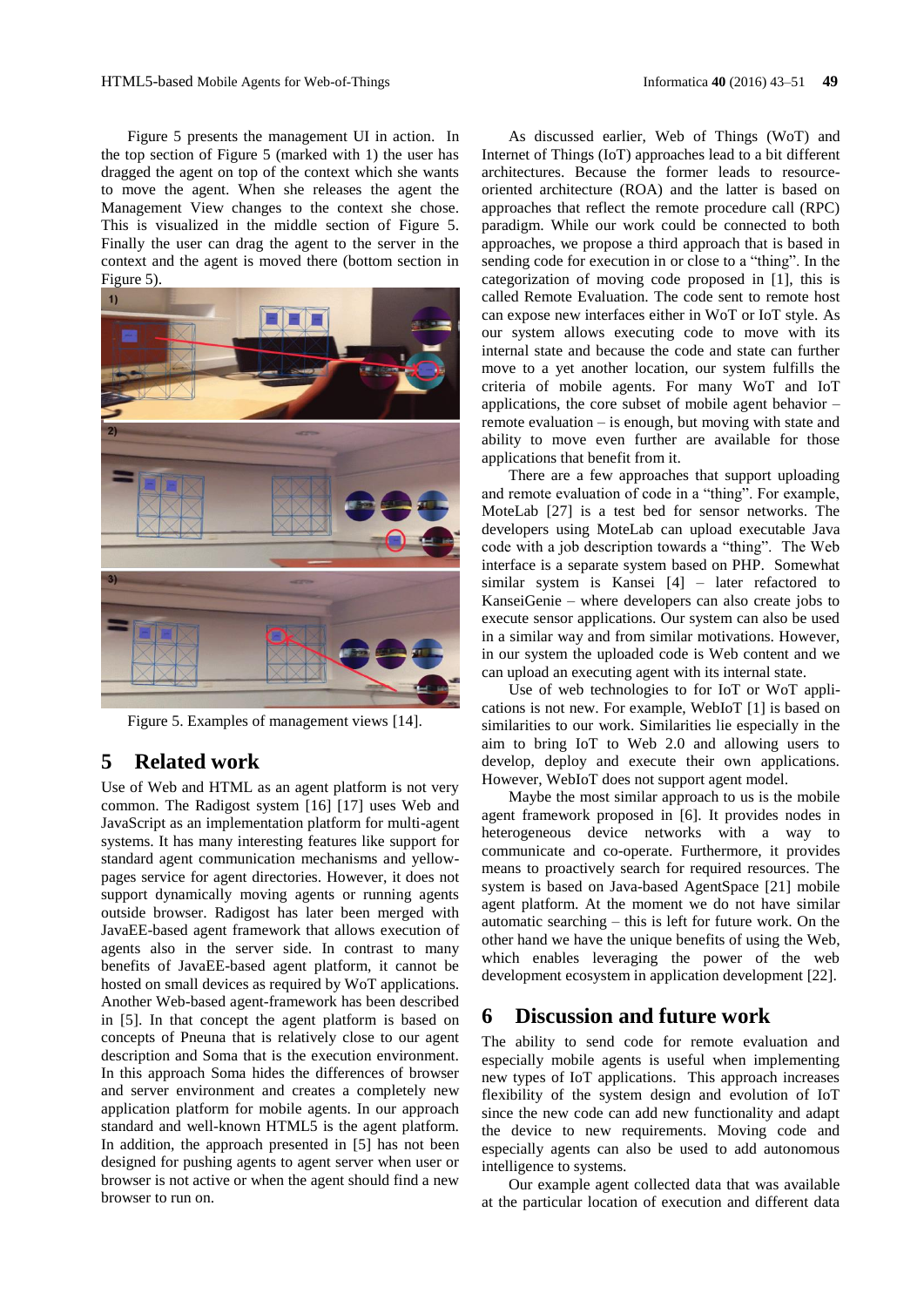Figure 5 presents the management UI in action. In the top section of Figure 5 (marked with 1) the user has dragged the agent on top of the context which she wants to move the agent. When she releases the agent the Management View changes to the context she chose. This is visualized in the middle section of Figure 5. Finally the user can drag the agent to the server in the context and the agent is moved there (bottom section in Figure 5).

Figure 5. Examples of management views [14].

## 5 Related work

Use of Web and HTML as an agent platform is not very common. The Radigost system [16] [17] uses Web and JavaScript as an implementation platform for multi-agent systems. It has many interesting features like support for standard agent communication mechanisms and yellow-pages service for agent directories. However, it does not support dynamically moving agents or running agents outside browser. Radigost has later been merged with JavaEE-based agent framework that allows execution of agents also in the server side. In contrast to many benefits of JavaEE-based agent platform, it cannot be hosted on small devices as required by WoT applications. Another Web-based agent-framework has been described in [5]. In that concept the agent platform is based on concepts of Pneuna that is relatively close to our agent description and Soma that is the execution environment. In this approach Soma hides the differences of browser and server environment and creates a completely new application platform for mobile agents. In our approach standard and well-known HTML5 is the agent platform. In addition, the approach presented in [5] has not been designed for pushing agents to agent server when user or browser is not active or when the agent should find a new browser to run on.

As discussed earlier, Web of Things (WoT) and Internet of Things (IoT) approaches lead to a bit different architectures. Because the former leads to resource-oriented architecture (ROA) and the latter is based on approaches that reflect the remote procedure call (RPC) paradigm. While our work could be connected to both approaches, we propose a third approach that is based in sending code for execution in or close to a "thing". In the categorization of moving code proposed in [1], this is called Remote Evaluation. The code sent to remote host can expose new interfaces either in WoT or IoT style. As our system allows executing code to move with its internal state and because the code and state can further move to a yet another location, our system fulfills the criteria of mobile agents. For many WoT and IoT applications, the core subset of mobile agent behavior – remote evaluation – is enough, but moving with state and ability to move even further are available for those applications that benefit from it.

There are a few approaches that support uploading and remote evaluation of code in a "thing". For example, MoteLab [27] is a test bed for sensor networks. The developers using MoteLab can upload executable Java code with a job description towards a "thing". The Web interface is a separate system based on PHP. Somewhat similar system is Kansei [4] – later refactored to KanseiGenie – where developers can also create jobs to execute sensor applications. Our system can also be used in a similar way and from similar motivations. However, in our system the uploaded code is Web content and we can upload an executing agent with its internal state.

Use of web technologies to for IoT or WoT applications is not new. For example, WebIoT [1] is based on similarities to our work. Similarities lie especially in the aim to bring IoT to Web 2.0 and allowing users to develop, deploy and execute their own applications. However, WebIoT does not support agent model.

Maybe the most similar approach to us is the mobile agent framework proposed in [6]. It provides nodes in heterogeneous device networks with a way to communicate and co-operate. Furthermore, it provides means to proactively search for required resources. The system is based on Java-based AgentSpace [21] mobile agent platform. At the moment we do not have similar automatic searching – this is left for future work. On the other hand we have the unique benefits of using the Web, which enables leveraging the power of the web development ecosystem in application development [22].

## 6 Discussion and future work

The ability to send code for remote evaluation and especially mobile agents is useful when implementing new types of IoT applications. This approach increases flexibility of the system design and evolution of IoT since the new code can add new functionality and adapt the device to new requirements. Moving code and especially agents can also be used to add autonomous intelligence to systems.

Our example agent collected data that was available at the particular location of execution and different data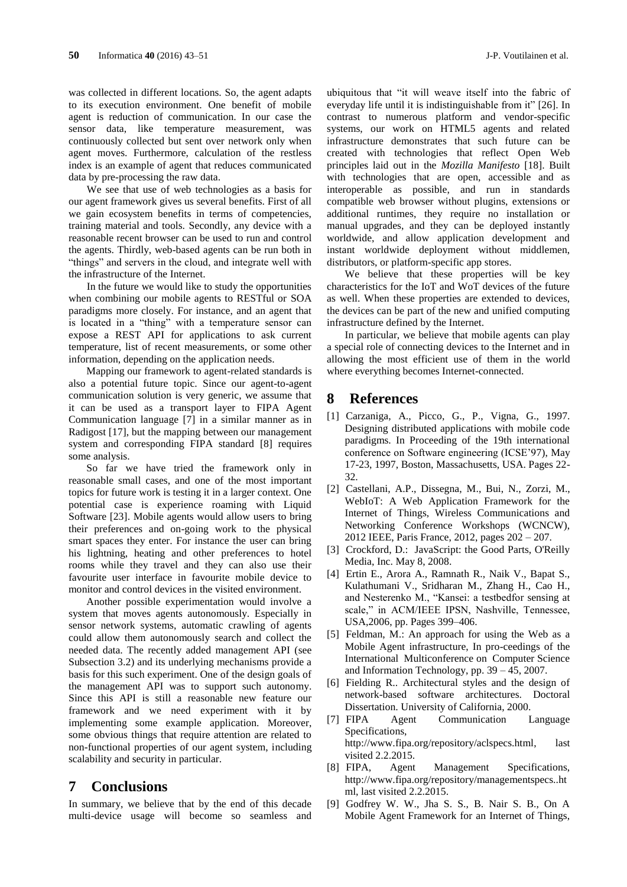was collected in different locations. So, the agent adapts to its execution environment. One benefit of mobile agent is reduction of communication. In our case the sensor data, like temperature measurement, was continuously collected but sent over network only when agent moves. Furthermore, calculation of the restless index is an example of agent that reduces communicated data by pre-processing the raw data.

We see that use of web technologies as a basis for our agent framework gives us several benefits. First of all we gain ecosystem benefits in terms of competencies, training material and tools. Secondly, any device with a reasonable recent browser can be used to run and control the agents. Thirdly, web-based agents can be run both in "things" and servers in the cloud, and integrate well with the infrastructure of the Internet.

In the future we would like to study the opportunities when combining our mobile agents to RESTful or SOA paradigms more closely. For instance, and an agent that is located in a "thing" with a temperature sensor can expose a REST API for applications to ask current temperature, list of recent measurements, or some other information, depending on the application needs.

Mapping our framework to agent-related standards is also a potential future topic. Since our agent-to-agent communication solution is very generic, we assume that it can be used as a transport layer to FIPA Agent Communication language [7] in a similar manner as in Radigost [17], but the mapping between our management system and corresponding FIPA standard [8] requires some analysis.

So far we have tried the framework only in reasonable small cases, and one of the most important topics for future work is testing it in a larger context. One potential case is experience roaming with Liquid Software [23]. Mobile agents would allow users to bring their preferences and on-going work to the physical smart spaces they enter. For instance the user can bring his lightning, heating and other preferences to hotel rooms while they travel and they can also use their favourite user interface in favourite mobile device to monitor and control devices in the visited environment.

Another possible experimentation would involve a system that moves agents autonomously. Especially in sensor network systems, automatic crawling of agents could allow them autonomously search and collect the needed data. The recently added management API (see Subsection 3.2) and its underlying mechanisms provide a basis for this such experiment. One of the design goals of the management API was to support such autonomy. Since this API is still a reasonable new feature our framework and we need experiment with it by implementing some example application. Moreover, some obvious things that require attention are related to non-functional properties of our agent system, including scalability and security in particular.

# 7 Conclusions

In summary, we believe that by the end of this decade multi-device usage will become so seamless and ubiquitous that "it will weave itself into the fabric of everyday life until it is indistinguishable from it" [26]. In contrast to numerous platform and vendor-specific systems, our work on HTML5 agents and related infrastructure demonstrates that such future can be created with technologies that reflect Open Web principles laid out in the *Mozilla Manifesto* [18]. Built with technologies that are open, accessible and as interoperable as possible, and run in standards compatible web browser without plugins, extensions or additional runtimes, they require no installation or manual upgrades, and they can be deployed instantly worldwide, and allow application development and instant worldwide deployment without middlemen, distributors, or platform-specific app stores.

We believe that these properties will be key characteristics for the IoT and WoT devices of the future as well. When these properties are extended to devices, the devices can be part of the new and unified computing infrastructure defined by the Internet.

In particular, we believe that mobile agents can play a special role of connecting devices to the Internet and in allowing the most efficient use of them in the world where everything becomes Internet-connected.

# 8 References

[1] Carzaniga, A., Picco, G., P., Vigna, G., 1997. Designing distributed applications with mobile code paradigms. In Proceeding of the 19th international conference on Software engineering (ICSE'97), May 17-23, 1997, Boston, Massachusetts, USA. Pages 22-32.

[2] Castellani, A.P., Dissegna, M., Bui, N., Zorzi, M., WebIoT: A Web Application Framework for the Internet of Things, Wireless Communications and Networking Conference Workshops (WCNCW), 2012 IEEE, Paris France, 2012, pages 202 – 207.

[3] Crockford, D.: JavaScript: the Good Parts, O'Reilly Media, Inc. May 8, 2008.

[4] Ertin E., Arora A., Ramnath R., Naik V., Bapat S., Kulathumani V., Sridharan M., Zhang H., Cao H., and Nesterenko M., "Kansei: a testbedfor sensing at scale," in ACM/IEEE IPSN, Nashville, Tennessee, USA,2006, pp. Pages 399–406.

[5] Feldman, M.: An approach for using the Web as a Mobile Agent infrastructure, In pro-ceedings of the International Multiconference on Computer Science and Information Technology, pp. 39 – 45, 2007.

[6] Fielding R.. Architectural styles and the design of network-based software architectures. Doctoral Dissertation. University of California, 2000.

[7] FIPA Agent Communication Language Specifications, http://www.fipa.org/repository/aclspecs.html, last visited 2.2.2015.

[8] FIPA, Agent Management Specifications, http://www.fipa.org/repository/managementspecs..html, last visited 2.2.2015.

[9] Godfrey W. W., Jha S. S., B. Nair S. B., On A Mobile Agent Framework for an Internet of Things,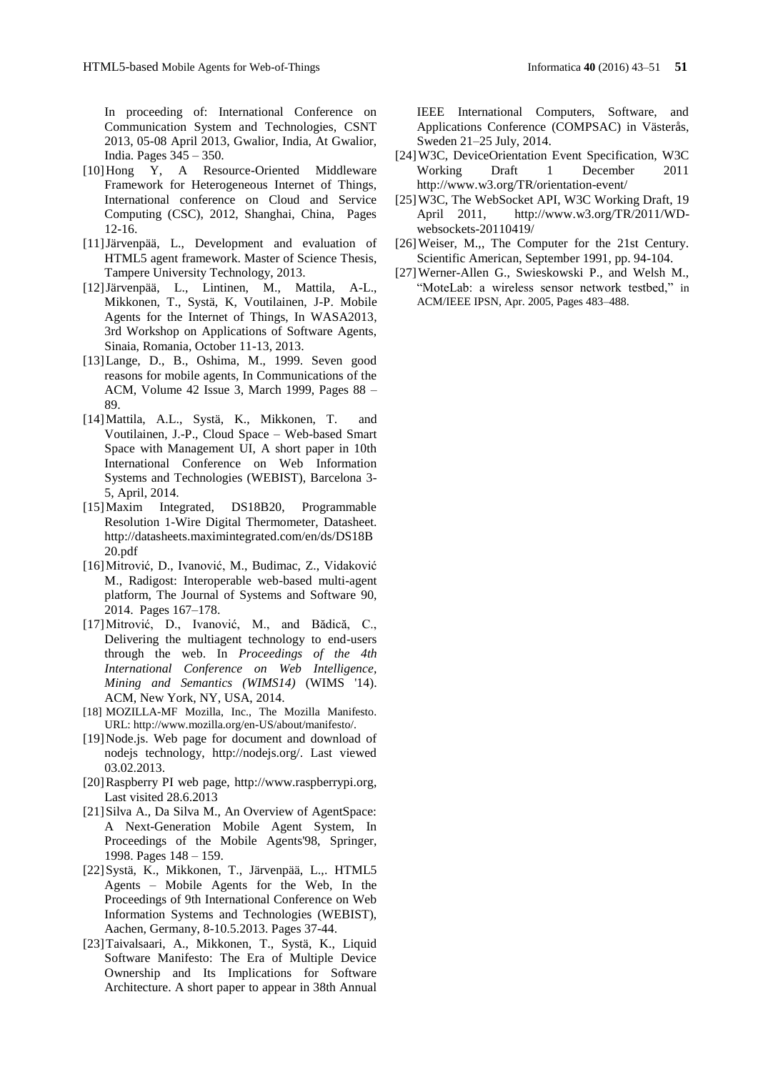In proceeding of: International Conference on Communication System and Technologies, CSNT 2013, 05-08 April 2013, Gwalior, India, At Gwalior, India. Pages 345 – 350.

[10] Hong Y, A Resource-Oriented Middleware Framework for Heterogeneous Internet of Things, International conference on Cloud and Service Computing (CSC), 2012, Shanghai, China, Pages 12-16.

[11] Järvenpää, L., Development and evaluation of HTML5 agent framework. Master of Science Thesis, Tampere University Technology, 2013.

[12] Järvenpää, L., Lintinen, M., Mattila, A-L., Mikkonen, T., Systä, K, Voutilainen, J-P. Mobile Agents for the Internet of Things, In WASA2013, 3rd Workshop on Applications of Software Agents, Sinaia, Romania, October 11-13, 2013.

[13] Lange, D., B., Oshima, M., 1999. Seven good reasons for mobile agents, In Communications of the ACM, Volume 42 Issue 3, March 1999, Pages 88 – 89.

[14] Mattila, A.L., Systä, K., Mikkonen, T. and Voutilainen, J.-P., Cloud Space – Web-based Smart Space with Management UI, A short paper in 10th International Conference on Web Information Systems and Technologies (WEBIST), Barcelona 3-5, April, 2014.

[15] Maxim Integrated, DS18B20, Programmable Resolution 1-Wire Digital Thermometer, Datasheet. http://datasheets.maximintegrated.com/en/ds/DS18B20.pdf

[16] Mitrović, D., Ivanović, M., Budimac, Z., Vidaković M., Radigost: Interoperable web-based multi-agent platform, The Journal of Systems and Software 90, 2014. Pages 167–178.

[17] Mitrović, D., Ivanović, M., and Bădică, C., Delivering the multiagent technology to end-users through the web. In *Proceedings of the 4th International Conference on Web Intelligence, Mining and Semantics (WIMS14)* (WIMS '14). ACM, New York, NY, USA, 2014.

[18] MOZILLA-MF Mozilla, Inc., The Mozilla Manifesto. URL: http://www.mozilla.org/en-US/about/manifesto/.

[19] Node.js. Web page for document and download of nodejs technology, http://nodejs.org/. Last viewed 03.02.2013.

[20] Raspberry PI web page, http://www.raspberrypi.org, Last visited 28.6.2013

[21] Silva A., Da Silva M., An Overview of AgentSpace: A Next-Generation Mobile Agent System, In Proceedings of the Mobile Agents'98, Springer, 1998. Pages 148 – 159.

[22] Systä, K., Mikkonen, T., Järvenpää, L.,. HTML5 Agents – Mobile Agents for the Web, In the Proceedings of 9th International Conference on Web Information Systems and Technologies (WEBIST), Aachen, Germany, 8-10.5.2013. Pages 37-44.

[23] Taivalsaari, A., Mikkonen, T., Systä, K., Liquid Software Manifesto: The Era of Multiple Device Ownership and Its Implications for Software Architecture. A short paper to appear in 38th Annual IEEE International Computers, Software, and Applications Conference (COMPSAC) in Västerås, Sweden 21–25 July, 2014.

[24] W3C, DeviceOrientation Event Specification, W3C Working Draft 1 December 2011 http://www.w3.org/TR/orientation-event/

[25] W3C, The WebSocket API, W3C Working Draft, 19 April 2011, http://www.w3.org/TR/2011/WD-websockets-20110419/

[26] Weiser, M.,, The Computer for the 21st Century. Scientific American, September 1991, pp. 94-104.

[27] Werner-Allen G., Swieskowski P., and Welsh M., "MoteLab: a wireless sensor network testbed," in ACM/IEEE IPSN, Apr. 2005, Pages 483–488.